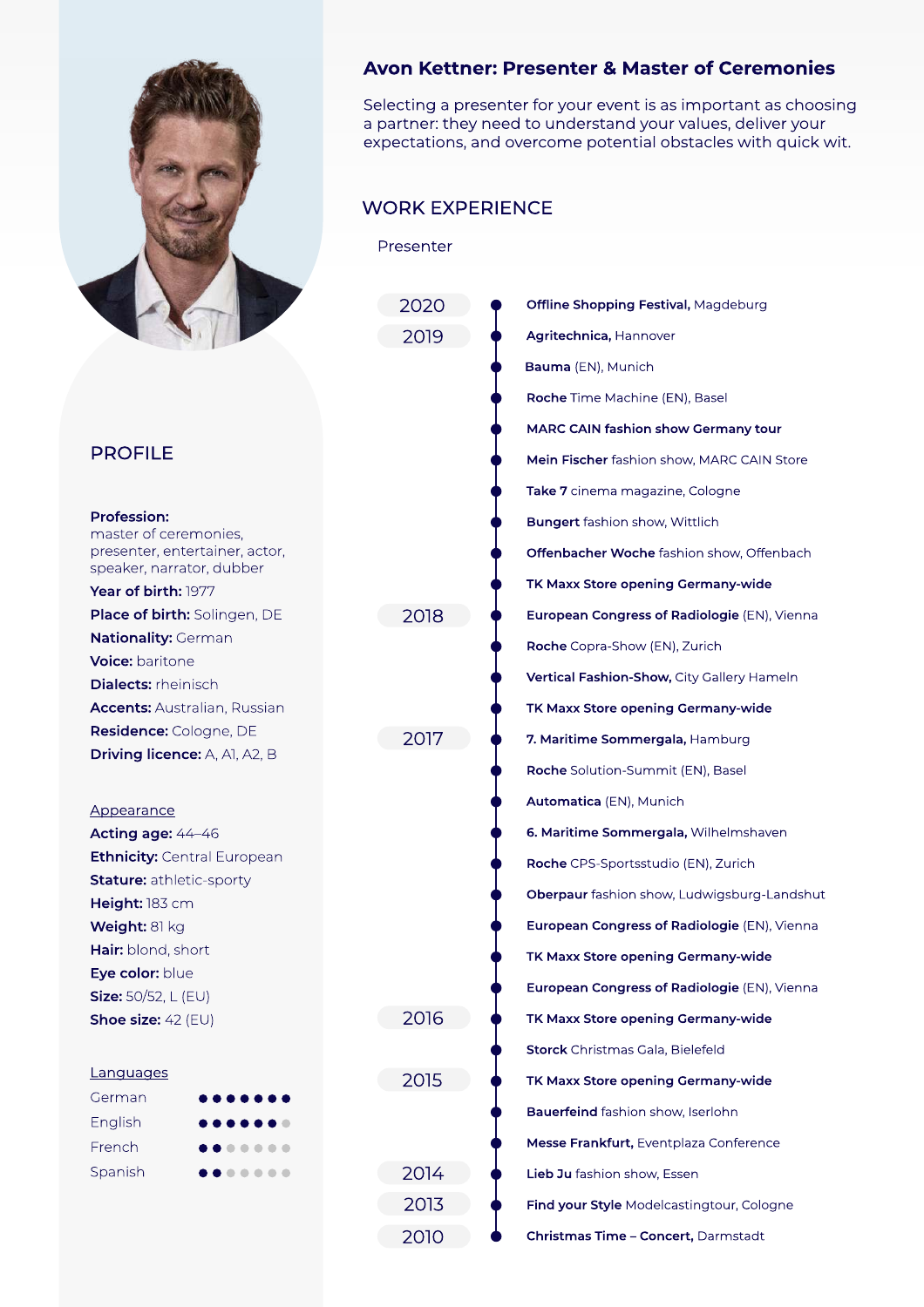# Avon Kettner: Presenter & Master of Ceremonies

Selecting a presenter for your event is as important as choosing a partner: they need to understand your values, deliver your expectations, and overcome potential obstacles with quick wit.

## PROFILE

**Profession:** master of ceremonies, presenter, entertainer, actor, speaker, narrator, dubber

**Year of birth:** 1977

**Place of birth:** Solingen, DE

**Nationality:** German

**Voice:** baritone

**Dialects:** rheinisch

**Accents:** Australian, Russian

**Residence:** Cologne, DE

**Driving licence:** A, A1, A2, B

### Appearance

**Acting age:** 44–46

**Ethnicity:** Central European

**Stature:** athletic-sporty

**Height:** 183 cm

**Weight:** 81 kg

**Hair:** blond, short

**Eye color:** blue

**Size:** 50/52, L (EU)

**Shoe size:** 42 (EU)

### Languages

German ●●●●●●●

English ●●●●●●○

French ●●○○○○○

Spanish ●●○○○○○

## WORK EXPERIENCE

Presenter

**2020**
- **Offline Shopping Festival,** Magdeburg

**2019**
- **Agritechnica,** Hannover
- **Bauma** (EN), Munich
- **Roche** Time Machine (EN), Basel
- **MARC CAIN fashion show Germany tour**
- **Mein Fischer** fashion show, MARC CAIN Store
- **Take 7** cinema magazine, Cologne
- **Bungert** fashion show, Wittlich
- **Offenbacher Woche** fashion show, Offenbach
- **TK Maxx Store opening Germany-wide**

**2018**
- **European Congress of Radiologie** (EN), Vienna
- **Roche** Copra-Show (EN), Zurich
- **Vertical Fashion-Show,** City Gallery Hameln
- **TK Maxx Store opening Germany-wide**

**2017**
- **7. Maritime Sommergala,** Hamburg
- **Roche** Solution-Summit (EN), Basel
- **Automatica** (EN), Munich
- **6. Maritime Sommergala,** Wilhelmshaven
- **Roche** CPS-Sportsstudio (EN), Zurich
- **Oberpaur** fashion show, Ludwigsburg-Landshut
- **European Congress of Radiologie** (EN), Vienna
- **TK Maxx Store opening Germany-wide**
- **European Congress of Radiologie** (EN), Vienna

**2016**
- **TK Maxx Store opening Germany-wide**
- **Storck** Christmas Gala, Bielefeld

**2015**
- **TK Maxx Store opening Germany-wide**
- **Bauerfeind** fashion show, Iserlohn
- **Messe Frankfurt,** Eventplaza Conference

**2014**
- **Lieb Ju** fashion show, Essen

**2013**
- **Find your Style** Modelcastingtour, Cologne

**2010**
- **Christmas Time – Concert,** Darmstadt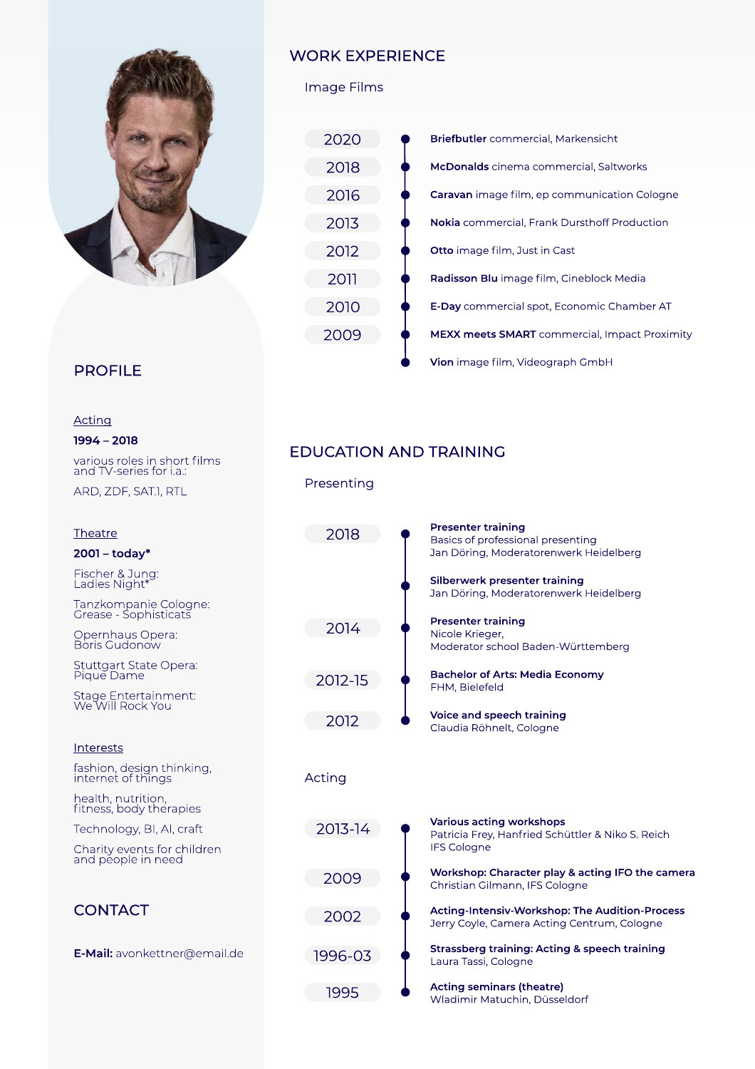## PROFILE

Acting

**1994 – 2018**

various roles in short films and TV-series for i.a.:

ARD, ZDF, SAT.1, RTL

Theatre

**2001 – today***

Fischer & Jung: Ladies Night*

Tanzkompanie Cologne: Grease - Sophisticats

Opernhaus Opera: Boris Gudonow

Stuttgart State Opera: Pique Dame

Stage Entertainment: We Will Rock You

Interests

fashion, design thinking, internet of things

health, nutrition, fitness, body therapies

Technology, BI, AI, craft

Charity events for children and people in need

## CONTACT

**E-Mail:** avonkettner@email.de

## WORK EXPERIENCE

### Image Films

- 2020 — **Briefbutler** commercial, Markensicht
- 2018 — **McDonalds** cinema commercial, Saltworks
- 2016 — **Caravan** image film, ep communication Cologne
- 2013 — **Nokia** commercial, Frank Dursthoff Production
- 2012 — **Otto** image film, Just in Cast
- 2011 — **Radisson Blu** image film, Cineblock Media
- 2010 — **E-Day** commercial spot, Economic Chamber AT
- 2009 — **MEXX meets SMART** commercial, Impact Proximity
- **Vion** image film, Videograph GmbH

## EDUCATION AND TRAINING

### Presenting

- 2018 — **Presenter training**
  Basics of professional presenting
  Jan Döring, Moderatorenwerk Heidelberg
- **Silberwerk presenter training**
  Jan Döring, Moderatorenwerk Heidelberg
- 2014 — **Presenter training**
  Nicole Krieger,
  Moderator school Baden-Württemberg
- 2012-15 — **Bachelor of Arts: Media Economy**
  FHM, Bielefeld
- 2012 — **Voice and speech training**
  Claudia Röhnelt, Cologne

### Acting

- 2013-14 — **Various acting workshops**
  Patricia Frey, Hanfried Schüttler & Niko S. Reich
  IFS Cologne
- 2009 — **Workshop: Character play & acting IFO the camera**
  Christian Gilmann, IFS Cologne
- 2002 — **Acting-Intensiv-Workshop: The Audition-Process**
  Jerry Coyle, Camera Acting Centrum, Cologne
- 1996-03 — **Strassberg training: Acting & speech training**
  Laura Tassi, Cologne
- 1995 — **Acting seminars (theatre)**
  Wladimir Matuchin, Düsseldorf